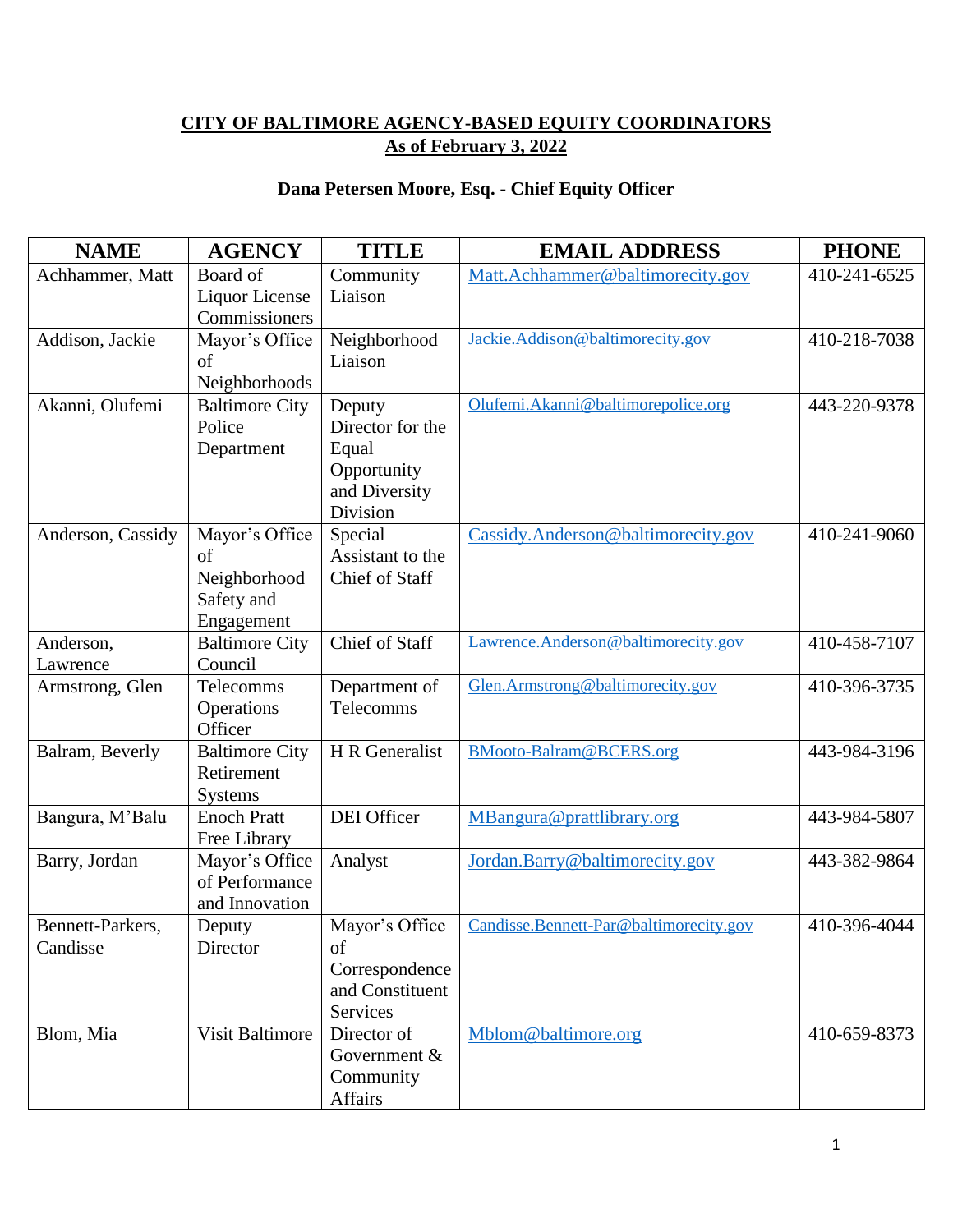# CITY OF BALTIMORE AGENCY-BASED EQUITY COORDINATORS
## As of February 3, 2022

### Dana Petersen Moore, Esq. - Chief Equity Officer

| NAME | AGENCY | TITLE | EMAIL ADDRESS | PHONE |
|---|---|---|---|---|
| Achhammer, Matt | Board of Liquor License Commissioners | Community Liaison | Matt.Achhammer@baltimorecity.gov | 410-241-6525 |
| Addison, Jackie | Mayor's Office of Neighborhoods | Neighborhood Liaison | Jackie.Addison@baltimorecity.gov | 410-218-7038 |
| Akanni, Olufemi | Baltimore City Police Department | Deputy Director for the Equal Opportunity and Diversity Division | Olufemi.Akanni@baltimorepolice.org | 443-220-9378 |
| Anderson, Cassidy | Mayor's Office of Neighborhood Safety and Engagement | Special Assistant to the Chief of Staff | Cassidy.Anderson@baltimorecity.gov | 410-241-9060 |
| Anderson, Lawrence | Baltimore City Council | Chief of Staff | Lawrence.Anderson@baltimorecity.gov | 410-458-7107 |
| Armstrong, Glen | Telecomms Operations Officer | Department of Telecomms | Glen.Armstrong@baltimorecity.gov | 410-396-3735 |
| Balram, Beverly | Baltimore City Retirement Systems | H R Generalist | BMooto-Balram@BCERS.org | 443-984-3196 |
| Bangura, M'Balu | Enoch Pratt Free Library | DEI Officer | MBangura@prattlibrary.org | 443-984-5807 |
| Barry, Jordan | Mayor's Office of Performance and Innovation | Analyst | Jordan.Barry@baltimorecity.gov | 443-382-9864 |
| Bennett-Parkers, Candisse | Deputy Director | Mayor's Office of Correspondence and Constituent Services | Candisse.Bennett-Par@baltimorecity.gov | 410-396-4044 |
| Blom, Mia | Visit Baltimore | Director of Government & Community Affairs | Mblom@baltimore.org | 410-659-8373 |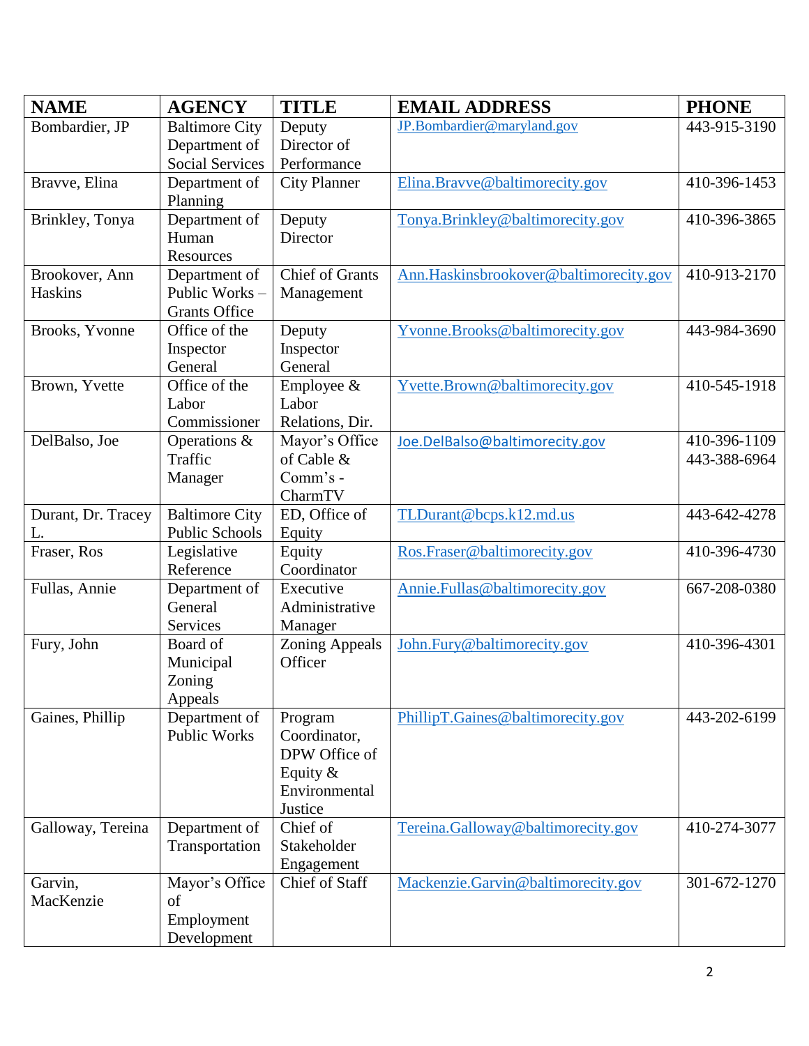| NAME | AGENCY | TITLE | EMAIL ADDRESS | PHONE |
|---|---|---|---|---|
| Bombardier, JP | Baltimore City Department of Social Services | Deputy Director of Performance | JP.Bombardier@maryland.gov | 443-915-3190 |
| Bravve, Elina | Department of Planning | City Planner | Elina.Bravve@baltimorecity.gov | 410-396-1453 |
| Brinkley, Tonya | Department of Human Resources | Deputy Director | Tonya.Brinkley@baltimorecity.gov | 410-396-3865 |
| Brookover, Ann Haskins | Department of Public Works – Grants Office | Chief of Grants Management | Ann.Haskinsbrookover@baltimorecity.gov | 410-913-2170 |
| Brooks, Yvonne | Office of the Inspector General | Deputy Inspector General | Yvonne.Brooks@baltimorecity.gov | 443-984-3690 |
| Brown, Yvette | Office of the Labor Commissioner | Employee & Labor Relations, Dir. | Yvette.Brown@baltimorecity.gov | 410-545-1918 |
| DelBalso, Joe | Operations & Traffic Manager | Mayor's Office of Cable & Comm's - CharmTV | Joe.DelBalso@baltimorecity.gov | 410-396-1109<br>443-388-6964 |
| Durant, Dr. Tracey L. | Baltimore City Public Schools | ED, Office of Equity | TLDurant@bcps.k12.md.us | 443-642-4278 |
| Fraser, Ros | Legislative Reference | Equity Coordinator | Ros.Fraser@baltimorecity.gov | 410-396-4730 |
| Fullas, Annie | Department of General Services | Executive Administrative Manager | Annie.Fullas@baltimorecity.gov | 667-208-0380 |
| Fury, John | Board of Municipal Zoning Appeals | Zoning Appeals Officer | John.Fury@baltimorecity.gov | 410-396-4301 |
| Gaines, Phillip | Department of Public Works | Program Coordinator, DPW Office of Equity & Environmental Justice | PhillipT.Gaines@baltimorecity.gov | 443-202-6199 |
| Galloway, Tereina | Department of Transportation | Chief of Stakeholder Engagement | Tereina.Galloway@baltimorecity.gov | 410-274-3077 |
| Garvin, MacKenzie | Mayor's Office of Employment Development | Chief of Staff | Mackenzie.Garvin@baltimorecity.gov | 301-672-1270 |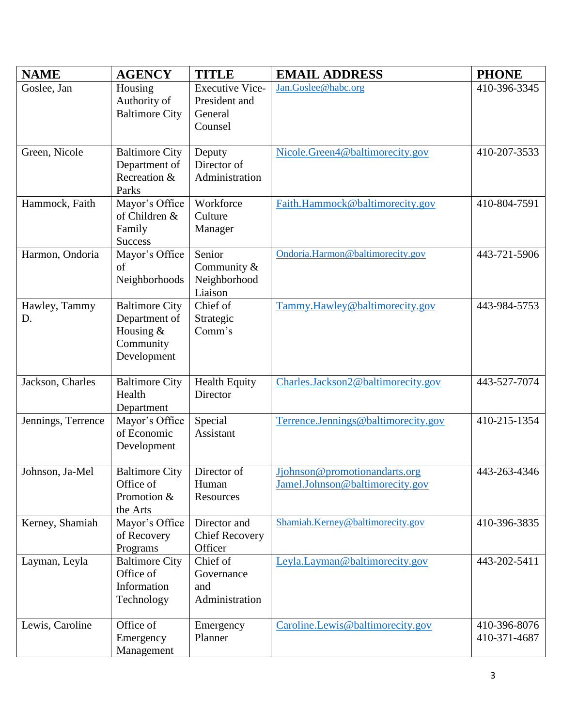| NAME | AGENCY | TITLE | EMAIL ADDRESS | PHONE |
|---|---|---|---|---|
| Goslee, Jan | Housing Authority of Baltimore City | Executive Vice-President and General Counsel | Jan.Goslee@habc.org | 410-396-3345 |
| Green, Nicole | Baltimore City Department of Recreation & Parks | Deputy Director of Administration | Nicole.Green4@baltimorecity.gov | 410-207-3533 |
| Hammock, Faith | Mayor's Office of Children & Family Success | Workforce Culture Manager | Faith.Hammock@baltimorecity.gov | 410-804-7591 |
| Harmon, Ondoria | Mayor's Office of Neighborhoods | Senior Community & Neighborhood Liaison | Ondoria.Harmon@baltimorecity.gov | 443-721-5906 |
| Hawley, Tammy D. | Baltimore City Department of Housing & Community Development | Chief of Strategic Comm's | Tammy.Hawley@baltimorecity.gov | 443-984-5753 |
| Jackson, Charles | Baltimore City Health Department | Health Equity Director | Charles.Jackson2@baltimorecity.gov | 443-527-7074 |
| Jennings, Terrence | Mayor's Office of Economic Development | Special Assistant | Terrence.Jennings@baltimorecity.gov | 410-215-1354 |
| Johnson, Ja-Mel | Baltimore City Office of Promotion & the Arts | Director of Human Resources | Jjohnson@promotionandarts.org<br>Jamel.Johnson@baltimorecity.gov | 443-263-4346 |
| Kerney, Shamiah | Mayor's Office of Recovery Programs | Director and Chief Recovery Officer | Shamiah.Kerney@baltimorecity.gov | 410-396-3835 |
| Layman, Leyla | Baltimore City Office of Information Technology | Chief of Governance and Administration | Leyla.Layman@baltimorecity.gov | 443-202-5411 |
| Lewis, Caroline | Office of Emergency Management | Emergency Planner | Caroline.Lewis@baltimorecity.gov | 410-396-8076<br>410-371-4687 |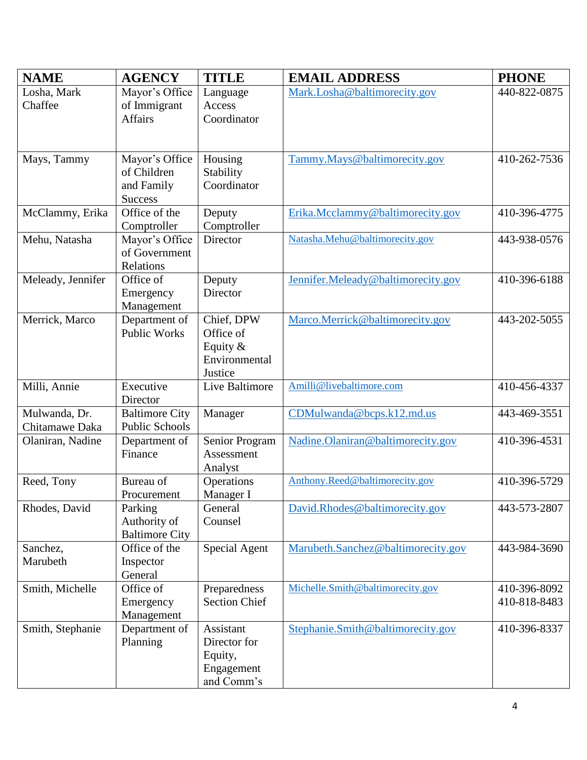| NAME | AGENCY | TITLE | EMAIL ADDRESS | PHONE |
| --- | --- | --- | --- | --- |
| Losha, Mark Chaffee | Mayor's Office of Immigrant Affairs | Language Access Coordinator | Mark.Losha@baltimorecity.gov | 440-822-0875 |
| Mays, Tammy | Mayor's Office of Children and Family Success | Housing Stability Coordinator | Tammy.Mays@baltimorecity.gov | 410-262-7536 |
| McClammy, Erika | Office of the Comptroller | Deputy Comptroller | Erika.Mcclammy@baltimorecity.gov | 410-396-4775 |
| Mehu, Natasha | Mayor's Office of Government Relations | Director | Natasha.Mehu@baltimorecity.gov | 443-938-0576 |
| Meleady, Jennifer | Office of Emergency Management | Deputy Director | Jennifer.Meleady@baltimorecity.gov | 410-396-6188 |
| Merrick, Marco | Department of Public Works | Chief, DPW Office of Equity & Environmental Justice | Marco.Merrick@baltimorecity.gov | 443-202-5055 |
| Milli, Annie | Executive Director | Live Baltimore | Amilli@livebaltimore.com | 410-456-4337 |
| Mulwanda, Dr. Chitamawe Daka | Baltimore City Public Schools | Manager | CDMulwanda@bcps.k12.md.us | 443-469-3551 |
| Olaniran, Nadine | Department of Finance | Senior Program Assessment Analyst | Nadine.Olaniran@baltimorecity.gov | 410-396-4531 |
| Reed, Tony | Bureau of Procurement | Operations Manager I | Anthony.Reed@baltimorecity.gov | 410-396-5729 |
| Rhodes, David | Parking Authority of Baltimore City | General Counsel | David.Rhodes@baltimorecity.gov | 443-573-2807 |
| Sanchez, Marubeth | Office of the Inspector General | Special Agent | Marubeth.Sanchez@baltimorecity.gov | 443-984-3690 |
| Smith, Michelle | Office of Emergency Management | Preparedness Section Chief | Michelle.Smith@baltimorecity.gov | 410-396-8092<br>410-818-8483 |
| Smith, Stephanie | Department of Planning | Assistant Director for Equity, Engagement and Comm's | Stephanie.Smith@baltimorecity.gov | 410-396-8337 |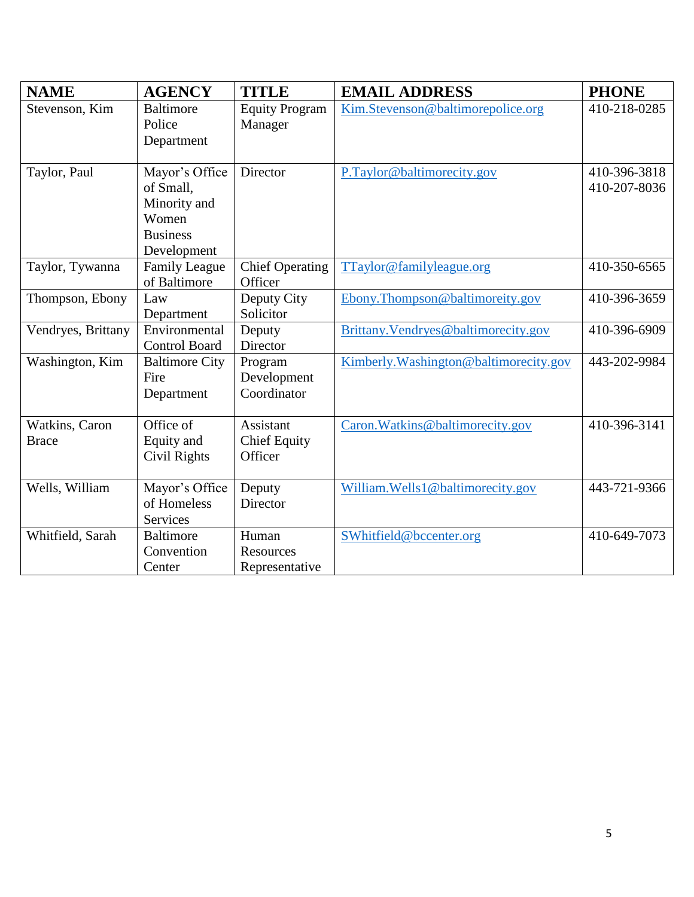| NAME | AGENCY | TITLE | EMAIL ADDRESS | PHONE |
|---|---|---|---|---|
| Stevenson, Kim | Baltimore Police Department | Equity Program Manager | Kim.Stevenson@baltimorepolice.org | 410-218-0285 |
| Taylor, Paul | Mayor's Office of Small, Minority and Women Business Development | Director | P.Taylor@baltimorecity.gov | 410-396-3818 410-207-8036 |
| Taylor, Tywanna | Family League of Baltimore | Chief Operating Officer | TTaylor@familyleague.org | 410-350-6565 |
| Thompson, Ebony | Law Department | Deputy City Solicitor | Ebony.Thompson@baltimoreity.gov | 410-396-3659 |
| Vendryes, Brittany | Environmental Control Board | Deputy Director | Brittany.Vendryes@baltimorecity.gov | 410-396-6909 |
| Washington, Kim | Baltimore City Fire Department | Program Development Coordinator | Kimberly.Washington@baltimorecity.gov | 443-202-9984 |
| Watkins, Caron Brace | Office of Equity and Civil Rights | Assistant Chief Equity Officer | Caron.Watkins@baltimorecity.gov | 410-396-3141 |
| Wells, William | Mayor's Office of Homeless Services | Deputy Director | William.Wells1@baltimorecity.gov | 443-721-9366 |
| Whitfield, Sarah | Baltimore Convention Center | Human Resources Representative | SWhitfield@bccenter.org | 410-649-7073 |